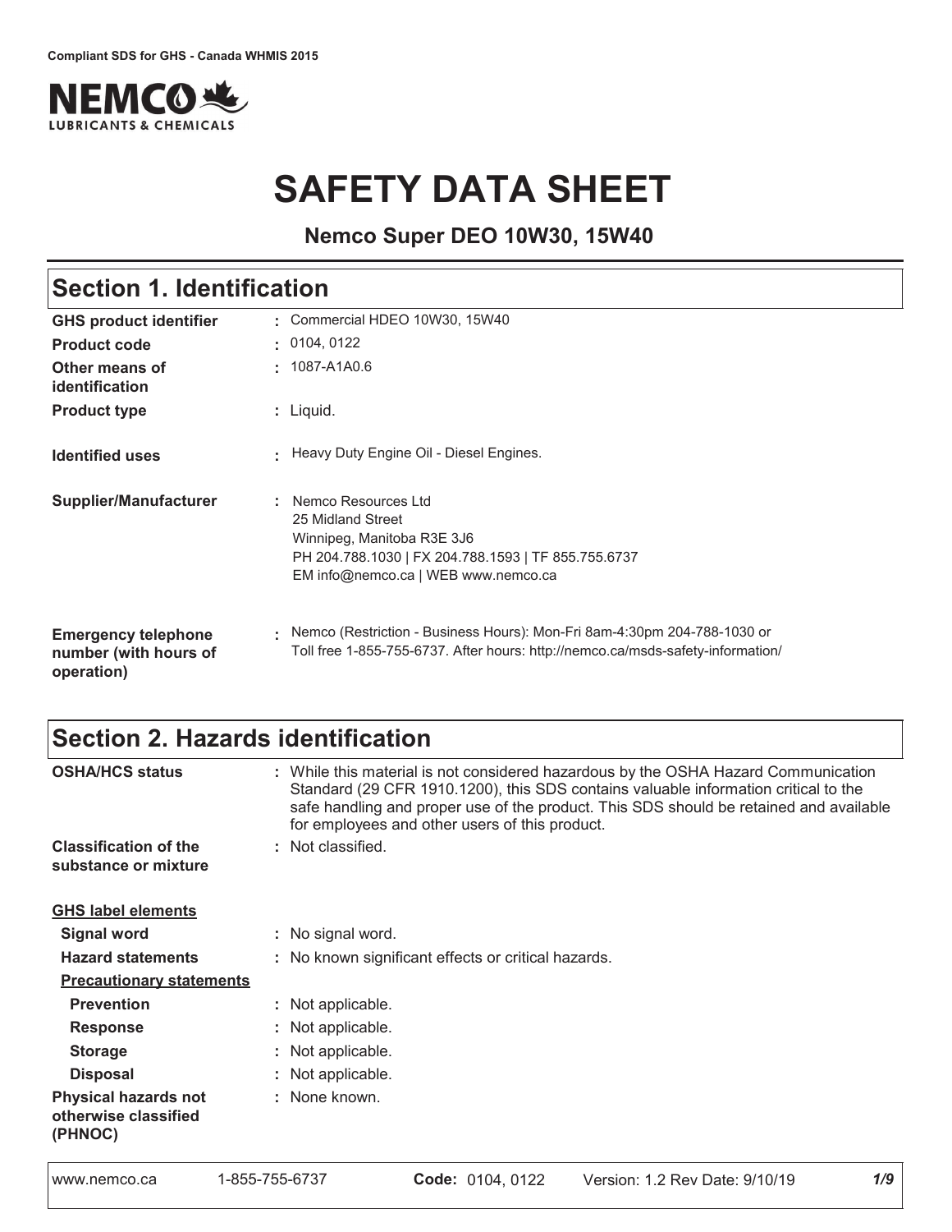Compliant SDS for GHS - Canada WHMIS 2015

NEMCO LUBRICANTS & CHEMICALS

# SAFETY DATA SHEET

**Nemco Super DEO 10W30, 15W40**

## Section 1. Identification

| | |
|---|---|
| **GHS product identifier** | : Commercial HDEO 10W30, 15W40 |
| **Product code** | : 0104, 0122 |
| **Other means of identification** | : 1087-A1A0.6 |
| **Product type** | : Liquid. |
| **Identified uses** | : Heavy Duty Engine Oil - Diesel Engines. |
| **Supplier/Manufacturer** | : Nemco Resources Ltd<br>25 Midland Street<br>Winnipeg, Manitoba R3E 3J6<br>PH 204.788.1030 \| FX 204.788.1593 \| TF 855.755.6737<br>EM info@nemco.ca \| WEB www.nemco.ca |
| **Emergency telephone number (with hours of operation)** | : Nemco (Restriction - Business Hours): Mon-Fri 8am-4:30pm 204-788-1030 or Toll free 1-855-755-6737. After hours: http://nemco.ca/msds-safety-information/ |

## Section 2. Hazards identification

| | |
|---|---|
| **OSHA/HCS status** | : While this material is not considered hazardous by the OSHA Hazard Communication Standard (29 CFR 1910.1200), this SDS contains valuable information critical to the safe handling and proper use of the product. This SDS should be retained and available for employees and other users of this product. |
| **Classification of the substance or mixture** | : Not classified. |

**GHS label elements**

| | |
|---|---|
| **Signal word** | : No signal word. |
| **Hazard statements** | : No known significant effects or critical hazards. |

**Precautionary statements**

| | |
|---|---|
| **Prevention** | : Not applicable. |
| **Response** | : Not applicable. |
| **Storage** | : Not applicable. |
| **Disposal** | : Not applicable. |
| **Physical hazards not otherwise classified (PHNOC)** | : None known. |

www.nemco.ca 1-855-755-6737 **Code:** 0104, 0122 Version: 1.2 Rev Date: 9/10/19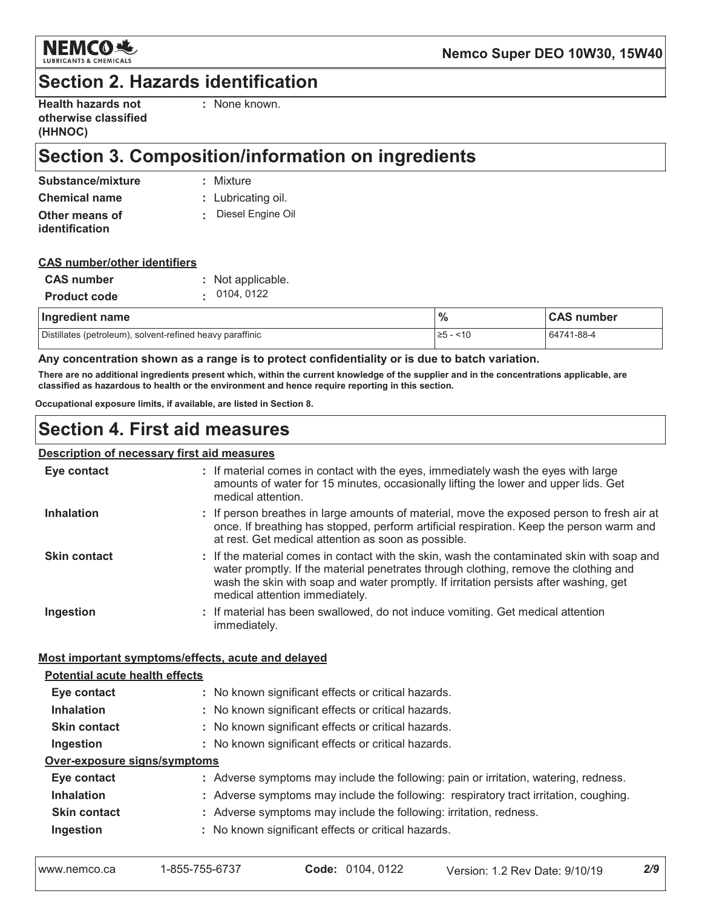## Section 2. Hazards identification

**Health hazards not otherwise classified (HHNOC)** : None known.

## Section 3. Composition/information on ingredients

**Substance/mixture** : Mixture
**Chemical name** : Lubricating oil.
**Other means of identification** : Diesel Engine Oil

**CAS number/other identifiers**

**CAS number** : Not applicable.
**Product code** : 0104, 0122

| Ingredient name | % | CAS number |
|---|---|---|
| Distillates (petroleum), solvent-refined heavy paraffinic | ≥5 - <10 | 64741-88-4 |

**Any concentration shown as a range is to protect confidentiality or is due to batch variation.**

**There are no additional ingredients present which, within the current knowledge of the supplier and in the concentrations applicable, are classified as hazardous to health or the environment and hence require reporting in this section.**

**Occupational exposure limits, if available, are listed in Section 8.**

## Section 4. First aid measures

**Description of necessary first aid measures**

**Eye contact** : If material comes in contact with the eyes, immediately wash the eyes with large amounts of water for 15 minutes, occasionally lifting the lower and upper lids. Get medical attention.

**Inhalation** : If person breathes in large amounts of material, move the exposed person to fresh air at once. If breathing has stopped, perform artificial respiration. Keep the person warm and at rest. Get medical attention as soon as possible.

**Skin contact** : If the material comes in contact with the skin, wash the contaminated skin with soap and water promptly. If the material penetrates through clothing, remove the clothing and wash the skin with soap and water promptly. If irritation persists after washing, get medical attention immediately.

**Ingestion** : If material has been swallowed, do not induce vomiting. Get medical attention immediately.

**Most important symptoms/effects, acute and delayed**

**Potential acute health effects**

**Eye contact** : No known significant effects or critical hazards.
**Inhalation** : No known significant effects or critical hazards.
**Skin contact** : No known significant effects or critical hazards.
**Ingestion** : No known significant effects or critical hazards.

**Over-exposure signs/symptoms**

**Eye contact** : Adverse symptoms may include the following: pain or irritation, watering, redness.
**Inhalation** : Adverse symptoms may include the following: respiratory tract irritation, coughing.
**Skin contact** : Adverse symptoms may include the following: irritation, redness.
**Ingestion** : No known significant effects or critical hazards.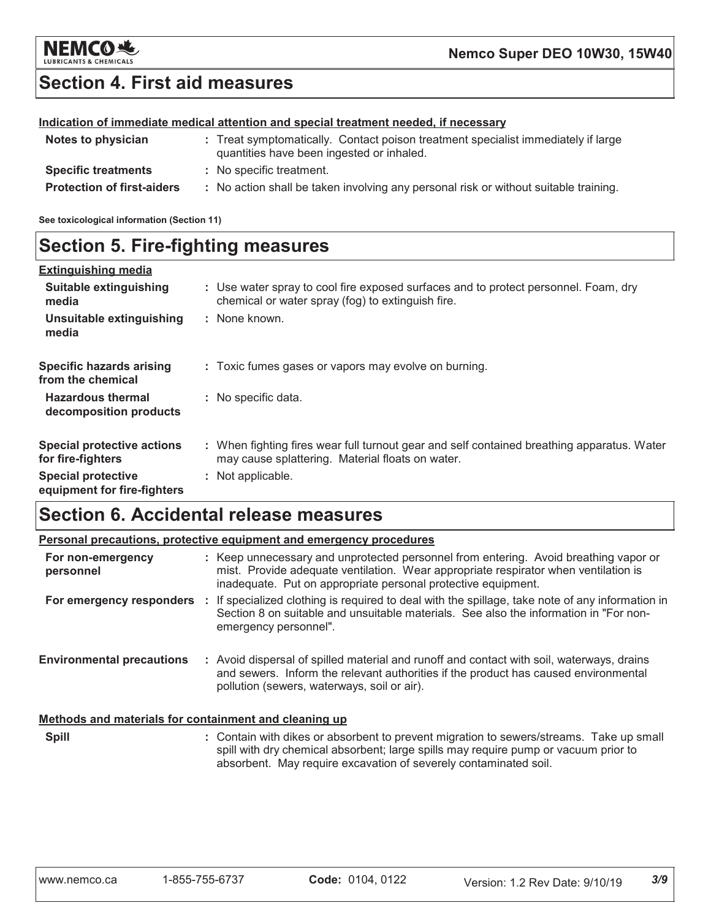## Section 4. First aid measures

**Indication of immediate medical attention and special treatment needed, if necessary**

| | |
|---|---|
| **Notes to physician** | : Treat symptomatically. Contact poison treatment specialist immediately if large quantities have been ingested or inhaled. |
| **Specific treatments** | : No specific treatment. |
| **Protection of first-aiders** | : No action shall be taken involving any personal risk or without suitable training. |

**See toxicological information (Section 11)**

## Section 5. Fire-fighting measures

**Extinguishing media**

| | |
|---|---|
| **Suitable extinguishing media** | : Use water spray to cool fire exposed surfaces and to protect personnel. Foam, dry chemical or water spray (fog) to extinguish fire. |
| **Unsuitable extinguishing media** | : None known. |
| **Specific hazards arising from the chemical** | : Toxic fumes gases or vapors may evolve on burning. |
| **Hazardous thermal decomposition products** | : No specific data. |
| **Special protective actions for fire-fighters** | : When fighting fires wear full turnout gear and self contained breathing apparatus. Water may cause splattering. Material floats on water. |
| **Special protective equipment for fire-fighters** | : Not applicable. |

## Section 6. Accidental release measures

**Personal precautions, protective equipment and emergency procedures**

| | |
|---|---|
| **For non-emergency personnel** | : Keep unnecessary and unprotected personnel from entering. Avoid breathing vapor or mist. Provide adequate ventilation. Wear appropriate respirator when ventilation is inadequate. Put on appropriate personal protective equipment. |
| **For emergency responders** | : If specialized clothing is required to deal with the spillage, take note of any information in Section 8 on suitable and unsuitable materials. See also the information in "For non-emergency personnel". |
| **Environmental precautions** | : Avoid dispersal of spilled material and runoff and contact with soil, waterways, drains and sewers. Inform the relevant authorities if the product has caused environmental pollution (sewers, waterways, soil or air). |

**Methods and materials for containment and cleaning up**

| | |
|---|---|
| **Spill** | : Contain with dikes or absorbent to prevent migration to sewers/streams. Take up small spill with dry chemical absorbent; large spills may require pump or vacuum prior to absorbent. May require excavation of severely contaminated soil. |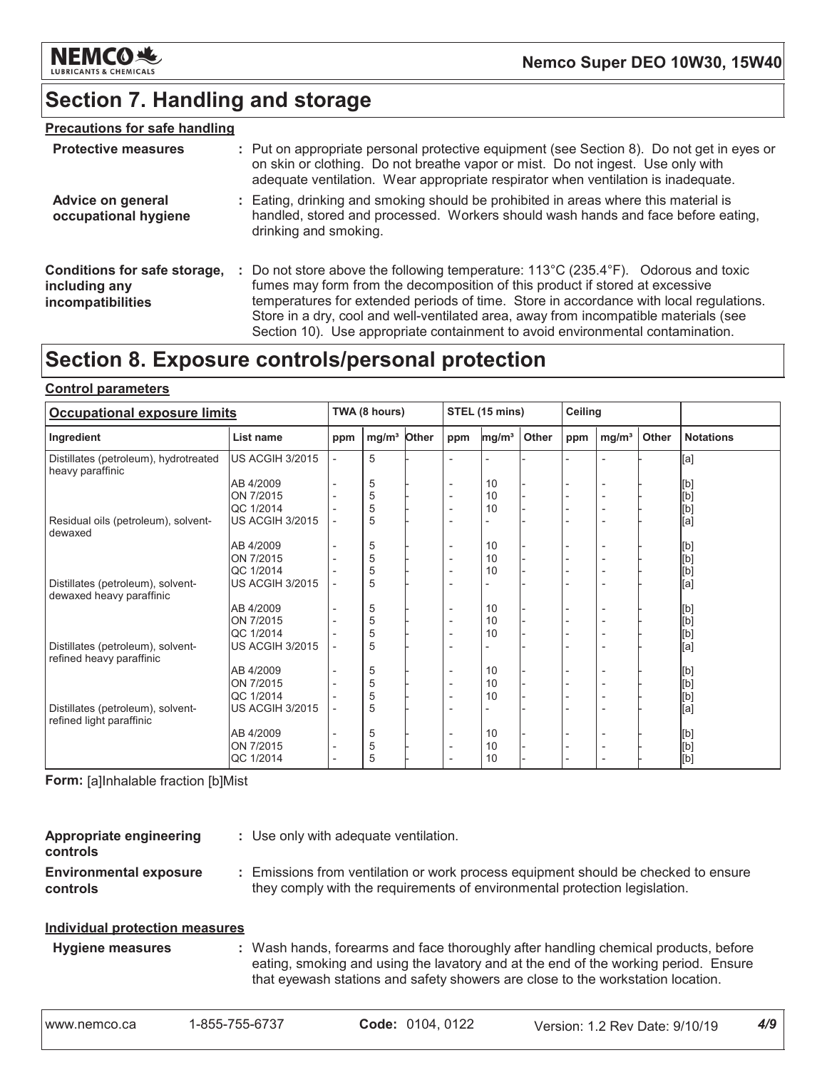# Section 7. Handling and storage

**Precautions for safe handling**

**Protective measures** : Put on appropriate personal protective equipment (see Section 8). Do not get in eyes or on skin or clothing. Do not breathe vapor or mist. Do not ingest. Use only with adequate ventilation. Wear appropriate respirator when ventilation is inadequate.

**Advice on general occupational hygiene** : Eating, drinking and smoking should be prohibited in areas where this material is handled, stored and processed. Workers should wash hands and face before eating, drinking and smoking.

**Conditions for safe storage, including any incompatibilities** : Do not store above the following temperature: 113°C (235.4°F). Odorous and toxic fumes may form from the decomposition of this product if stored at excessive temperatures for extended periods of time. Store in accordance with local regulations. Store in a dry, cool and well-ventilated area, away from incompatible materials (see Section 10). Use appropriate containment to avoid environmental contamination.

# Section 8. Exposure controls/personal protection

**Control parameters**

| Occupational exposure limits | | TWA (8 hours) | | | STEL (15 mins) | | | Ceiling | | | |
|---|---|---|---|---|---|---|---|---|---|---|---|
| Ingredient | List name | ppm | mg/m³ | Other | ppm | mg/m³ | Other | ppm | mg/m³ | Other | Notations |
| Distillates (petroleum), hydrotreated heavy paraffinic | US ACGIH 3/2015 | - | 5 | - | - | - | - | - | - | - | [a] |
| | AB 4/2009 | - | 5 | - | - | 10 | - | - | - | - | [b] |
| | ON 7/2015 | - | 5 | - | - | 10 | - | - | - | - | [b] |
| | QC 1/2014 | - | 5 | - | - | 10 | - | - | - | - | [b] |
| Residual oils (petroleum), solvent-dewaxed | US ACGIH 3/2015 | - | 5 | - | - | - | - | - | - | - | [a] |
| | AB 4/2009 | - | 5 | - | - | 10 | - | - | - | - | [b] |
| | ON 7/2015 | - | 5 | - | - | 10 | - | - | - | - | [b] |
| | QC 1/2014 | - | 5 | - | - | 10 | - | - | - | - | [b] |
| Distillates (petroleum), solvent-dewaxed heavy paraffinic | US ACGIH 3/2015 | - | 5 | - | - | - | - | - | - | - | [a] |
| | AB 4/2009 | - | 5 | - | - | 10 | - | - | - | - | [b] |
| | ON 7/2015 | - | 5 | - | - | 10 | - | - | - | - | [b] |
| | QC 1/2014 | - | 5 | - | - | 10 | - | - | - | - | [b] |
| Distillates (petroleum), solvent-refined heavy paraffinic | US ACGIH 3/2015 | - | 5 | - | - | - | - | - | - | - | [a] |
| | AB 4/2009 | - | 5 | - | - | 10 | - | - | - | - | [b] |
| | ON 7/2015 | - | 5 | - | - | 10 | - | - | - | - | [b] |
| | QC 1/2014 | - | 5 | - | - | 10 | - | - | - | - | [b] |
| Distillates (petroleum), solvent-refined light paraffinic | US ACGIH 3/2015 | - | 5 | - | - | - | - | - | - | - | [a] |
| | AB 4/2009 | - | 5 | - | - | 10 | - | - | - | - | [b] |
| | ON 7/2015 | - | 5 | - | - | 10 | - | - | - | - | [b] |
| | QC 1/2014 | - | 5 | - | - | 10 | - | - | - | - | [b] |

**Form:** [a]Inhalable fraction [b]Mist

**Appropriate engineering controls** : Use only with adequate ventilation.

**Environmental exposure controls** : Emissions from ventilation or work process equipment should be checked to ensure they comply with the requirements of environmental protection legislation.

**Individual protection measures**

**Hygiene measures** : Wash hands, forearms and face thoroughly after handling chemical products, before eating, smoking and using the lavatory and at the end of the working period. Ensure that eyewash stations and safety showers are close to the workstation location.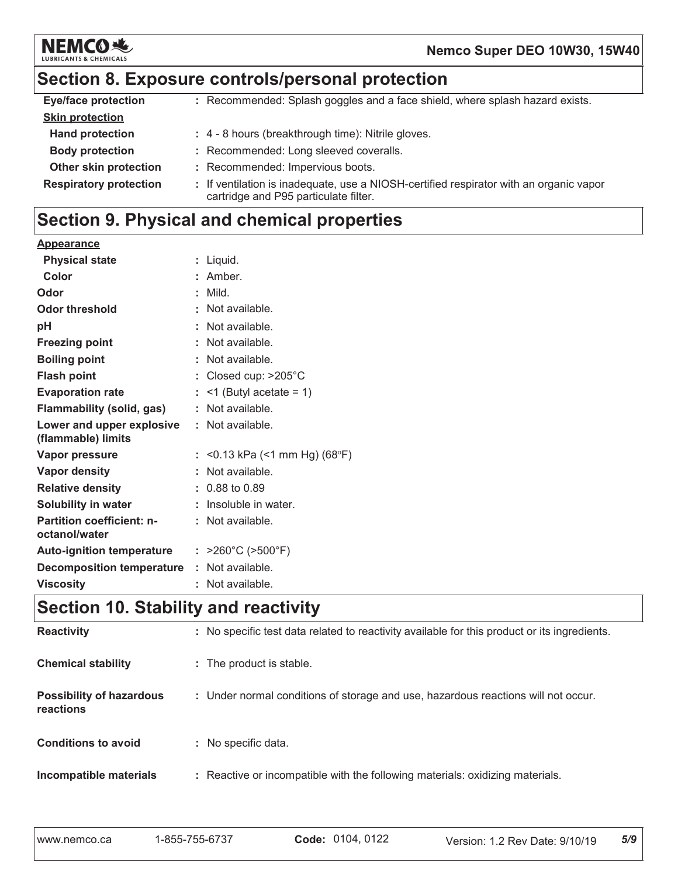## Section 8. Exposure controls/personal protection

| | |
|---|---|
| **Eye/face protection** | : Recommended: Splash goggles and a face shield, where splash hazard exists. |
| **Skin protection** | |
| **Hand protection** | : 4 - 8 hours (breakthrough time): Nitrile gloves. |
| **Body protection** | : Recommended: Long sleeved coveralls. |
| **Other skin protection** | : Recommended: Impervious boots. |
| **Respiratory protection** | : If ventilation is inadequate, use a NIOSH-certified respirator with an organic vapor cartridge and P95 particulate filter. |

## Section 9. Physical and chemical properties

| | |
|---|---|
| **Appearance** | |
| **Physical state** | : Liquid. |
| **Color** | : Amber. |
| **Odor** | : Mild. |
| **Odor threshold** | : Not available. |
| **pH** | : Not available. |
| **Freezing point** | : Not available. |
| **Boiling point** | : Not available. |
| **Flash point** | : Closed cup: >205°C |
| **Evaporation rate** | : <1 (Butyl acetate = 1) |
| **Flammability (solid, gas)** | : Not available. |
| **Lower and upper explosive (flammable) limits** | : Not available. |
| **Vapor pressure** | : <0.13 kPa (<1 mm Hg) (68°F) |
| **Vapor density** | : Not available. |
| **Relative density** | : 0.88 to 0.89 |
| **Solubility in water** | : Insoluble in water. |
| **Partition coefficient: n-octanol/water** | : Not available. |
| **Auto-ignition temperature** | : >260°C (>500°F) |
| **Decomposition temperature** | : Not available. |
| **Viscosity** | : Not available. |

## Section 10. Stability and reactivity

| | |
|---|---|
| **Reactivity** | : No specific test data related to reactivity available for this product or its ingredients. |
| **Chemical stability** | : The product is stable. |
| **Possibility of hazardous reactions** | : Under normal conditions of storage and use, hazardous reactions will not occur. |
| **Conditions to avoid** | : No specific data. |
| **Incompatible materials** | : Reactive or incompatible with the following materials: oxidizing materials. |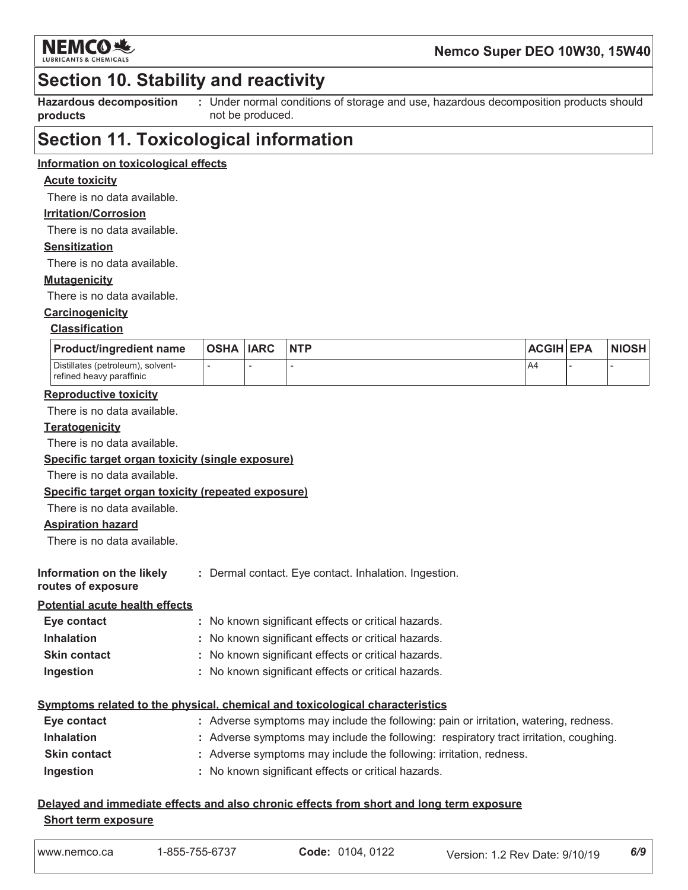## Section 10. Stability and reactivity

**Hazardous decomposition products** : Under normal conditions of storage and use, hazardous decomposition products should not be produced.

## Section 11. Toxicological information

**Information on toxicological effects**

**Acute toxicity**

There is no data available.

**Irritation/Corrosion**

There is no data available.

**Sensitization**

There is no data available.

**Mutagenicity**

There is no data available.

**Carcinogenicity**

**Classification**

| Product/ingredient name | OSHA | IARC | NTP | ACGIH | EPA | NIOSH |
|---|---|---|---|---|---|---|
| Distillates (petroleum), solvent-refined heavy paraffinic | - | - | - | A4 | - | - |

**Reproductive toxicity**

There is no data available.

**Teratogenicity**

There is no data available.

**Specific target organ toxicity (single exposure)**

There is no data available.

**Specific target organ toxicity (repeated exposure)**

There is no data available.

**Aspiration hazard**

There is no data available.

**Information on the likely routes of exposure** : Dermal contact. Eye contact. Inhalation. Ingestion.

**Potential acute health effects**

- **Eye contact** : No known significant effects or critical hazards.
- **Inhalation** : No known significant effects or critical hazards.
- **Skin contact** : No known significant effects or critical hazards.
- **Ingestion** : No known significant effects or critical hazards.

**Symptoms related to the physical, chemical and toxicological characteristics**

- **Eye contact** : Adverse symptoms may include the following: pain or irritation, watering, redness.
- **Inhalation** : Adverse symptoms may include the following: respiratory tract irritation, coughing.
- **Skin contact** : Adverse symptoms may include the following: irritation, redness.
- **Ingestion** : No known significant effects or critical hazards.

**Delayed and immediate effects and also chronic effects from short and long term exposure**

**Short term exposure**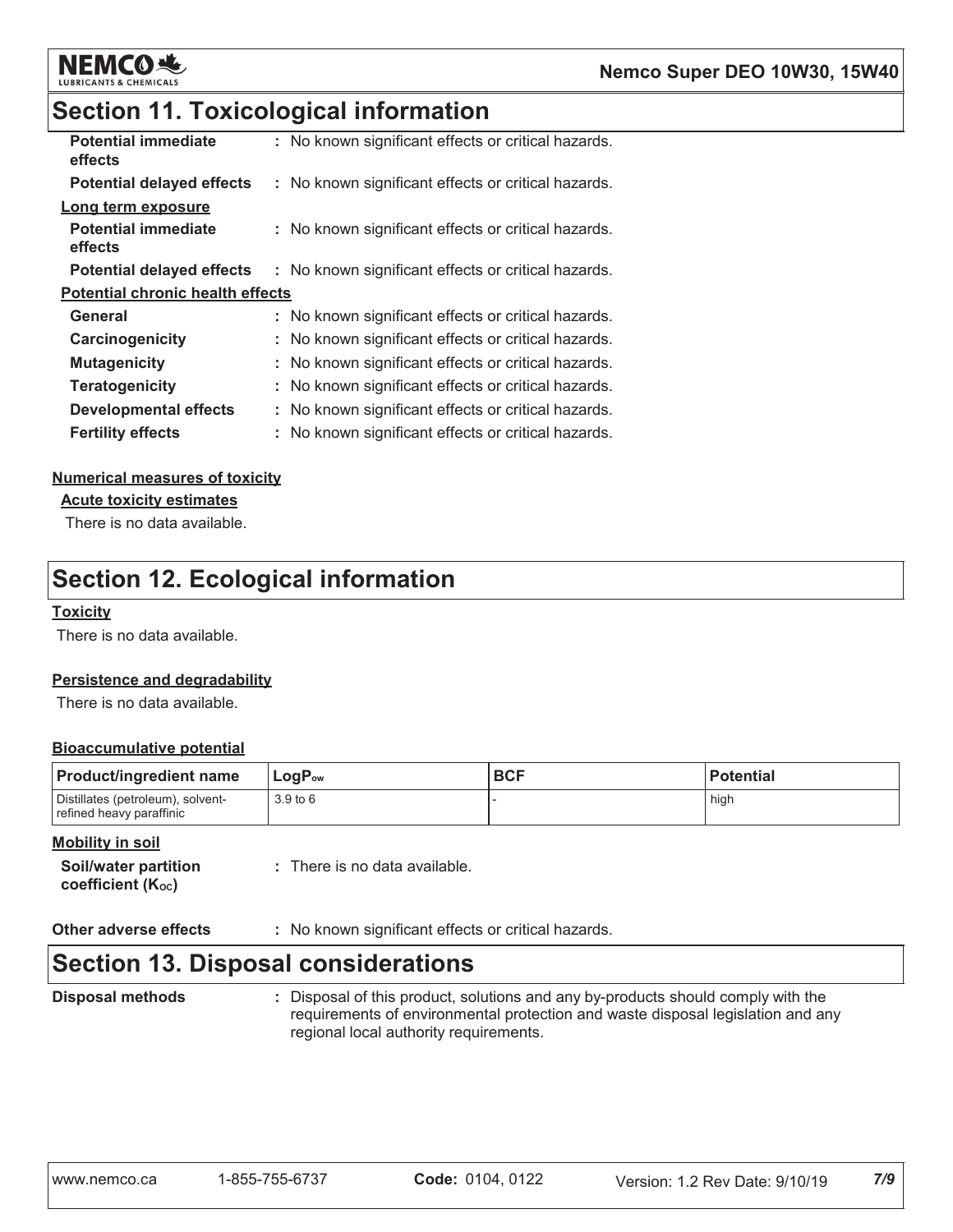## Section 11. Toxicological information

| | |
|---|---|
| **Potential immediate effects** | : No known significant effects or critical hazards. |
| **Potential delayed effects** | : No known significant effects or critical hazards. |

**Long term exposure**

| | |
|---|---|
| **Potential immediate effects** | : No known significant effects or critical hazards. |
| **Potential delayed effects** | : No known significant effects or critical hazards. |

**Potential chronic health effects**

| | |
|---|---|
| **General** | : No known significant effects or critical hazards. |
| **Carcinogenicity** | : No known significant effects or critical hazards. |
| **Mutagenicity** | : No known significant effects or critical hazards. |
| **Teratogenicity** | : No known significant effects or critical hazards. |
| **Developmental effects** | : No known significant effects or critical hazards. |
| **Fertility effects** | : No known significant effects or critical hazards. |

**Numerical measures of toxicity**

**Acute toxicity estimates**

There is no data available.

## Section 12. Ecological information

**Toxicity**

There is no data available.

**Persistence and degradability**

There is no data available.

**Bioaccumulative potential**

| Product/ingredient name | $LogP_{ow}$ | BCF | Potential |
|---|---|---|---|
| Distillates (petroleum), solvent-refined heavy paraffinic | 3.9 to 6 | - | high |

**Mobility in soil**

| | |
|---|---|
| **Soil/water partition coefficient ($K_{OC}$)** | : There is no data available. |

| | |
|---|---|
| **Other adverse effects** | : No known significant effects or critical hazards. |

## Section 13. Disposal considerations

| | |
|---|---|
| **Disposal methods** | : Disposal of this product, solutions and any by-products should comply with the requirements of environmental protection and waste disposal legislation and any regional local authority requirements. |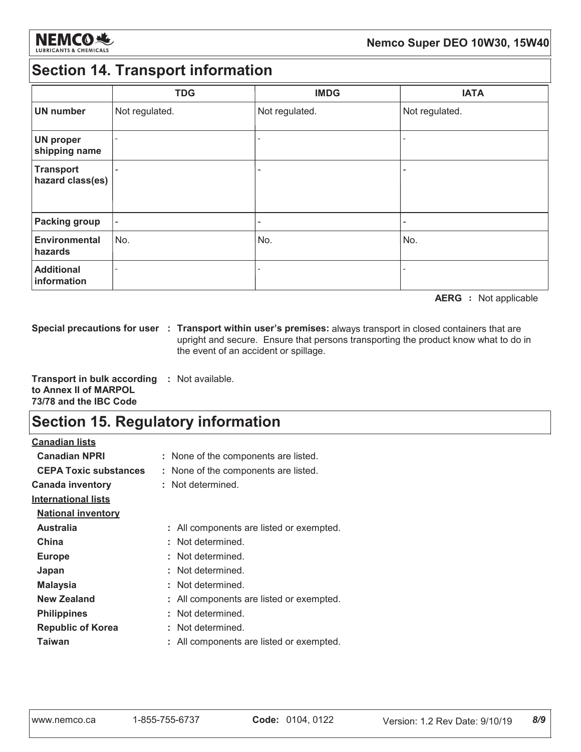## Section 14. Transport information

| | TDG | IMDG | IATA |
|---|---|---|---|
| **UN number** | Not regulated. | Not regulated. | Not regulated. |
| **UN proper shipping name** | - | - | - |
| **Transport hazard class(es)** | - | - | - |
| **Packing group** | - | - | - |
| **Environmental hazards** | No. | No. | No. |
| **Additional information** | - | - | - |

**AERG :** Not applicable

**Special precautions for user :** **Transport within user's premises:** always transport in closed containers that are upright and secure. Ensure that persons transporting the product know what to do in the event of an accident or spillage.

**Transport in bulk according to Annex II of MARPOL 73/78 and the IBC Code :** Not available.

## Section 15. Regulatory information

**Canadian lists**

- **Canadian NPRI :** None of the components are listed.
- **CEPA Toxic substances :** None of the components are listed.

**Canada inventory :** Not determined.

**International lists**

**National inventory**

- **Australia :** All components are listed or exempted.
- **China :** Not determined.
- **Europe :** Not determined.
- **Japan :** Not determined.
- **Malaysia :** Not determined.
- **New Zealand :** All components are listed or exempted.
- **Philippines :** Not determined.
- **Republic of Korea :** Not determined.
- **Taiwan :** All components are listed or exempted.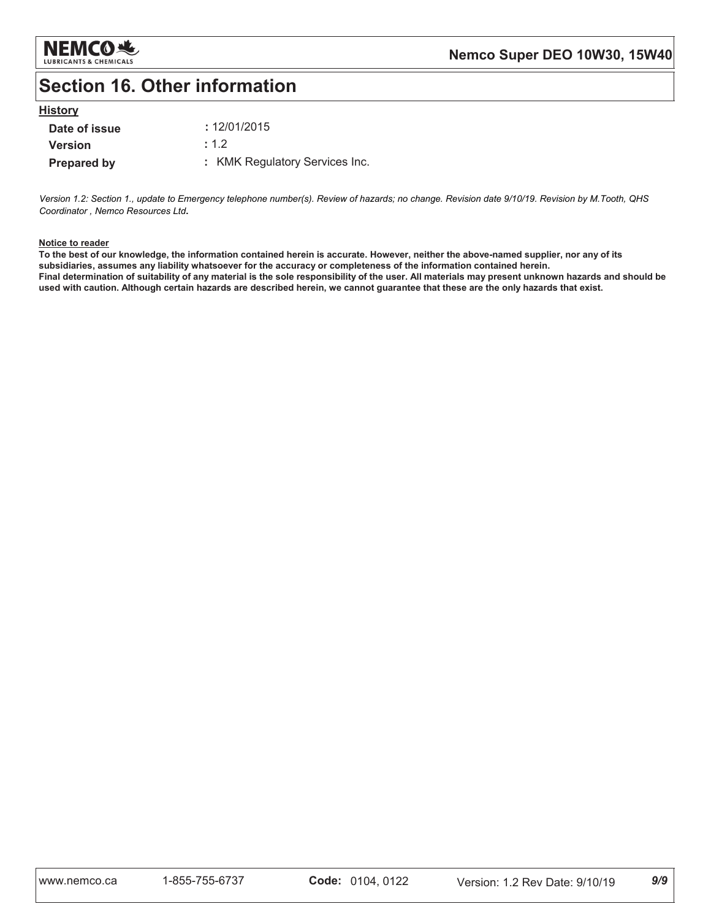# Section 16. Other information

**History**

| | |
|---|---|
| **Date of issue** | : 12/01/2015 |
| **Version** | : 1.2 |
| **Prepared by** | : KMK Regulatory Services Inc. |

*Version 1.2: Section 1., update to Emergency telephone number(s). Review of hazards; no change. Revision date 9/10/19. Revision by M.Tooth, QHS Coordinator , Nemco Resources Ltd.*

**Notice to reader**

**To the best of our knowledge, the information contained herein is accurate. However, neither the above-named supplier, nor any of its subsidiaries, assumes any liability whatsoever for the accuracy or completeness of the information contained herein.**
**Final determination of suitability of any material is the sole responsibility of the user. All materials may present unknown hazards and should be used with caution. Although certain hazards are described herein, we cannot guarantee that these are the only hazards that exist.**